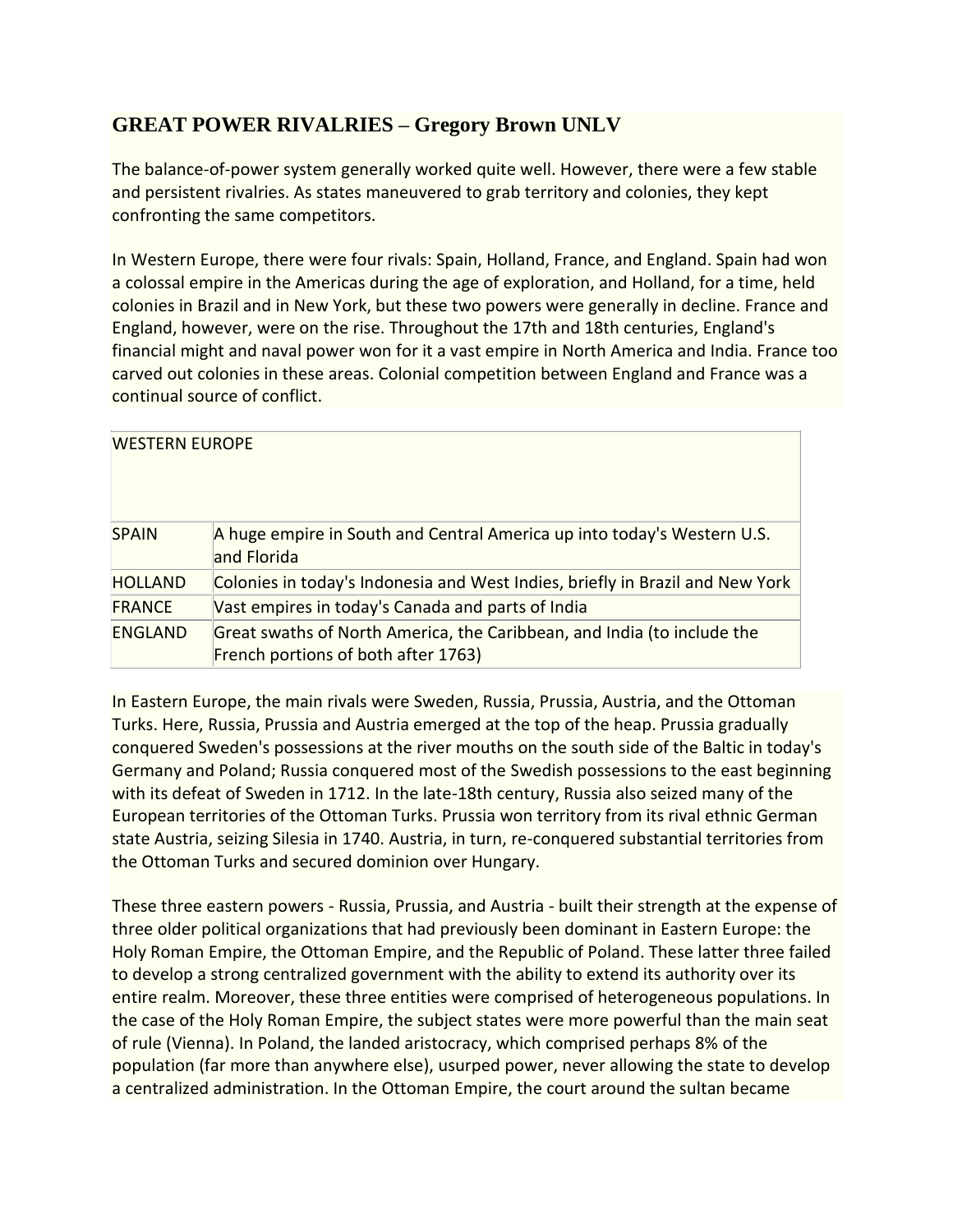# GREAT POWER RIVALRIES – Gregory Brown UNLV

The balance-of-power system generally worked quite well. However, there were a few stable and persistent rivalries. As states maneuvered to grab territory and colonies, they kept confronting the same competitors.

In Western Europe, there were four rivals: Spain, Holland, France, and England. Spain had won a colossal empire in the Americas during the age of exploration, and Holland, for a time, held colonies in Brazil and in New York, but these two powers were generally in decline. France and England, however, were on the rise. Throughout the 17th and 18th centuries, England's financial might and naval power won for it a vast empire in North America and India. France too carved out colonies in these areas. Colonial competition between England and France was a continual source of conflict.

| WESTERN EUROPE | |
|---|---|
| SPAIN | A huge empire in South and Central America up into today's Western U.S. and Florida |
| HOLLAND | Colonies in today's Indonesia and West Indies, briefly in Brazil and New York |
| FRANCE | Vast empires in today's Canada and parts of India |
| ENGLAND | Great swaths of North America, the Caribbean, and India (to include the French portions of both after 1763) |

In Eastern Europe, the main rivals were Sweden, Russia, Prussia, Austria, and the Ottoman Turks. Here, Russia, Prussia and Austria emerged at the top of the heap. Prussia gradually conquered Sweden's possessions at the river mouths on the south side of the Baltic in today's Germany and Poland; Russia conquered most of the Swedish possessions to the east beginning with its defeat of Sweden in 1712. In the late-18th century, Russia also seized many of the European territories of the Ottoman Turks. Prussia won territory from its rival ethnic German state Austria, seizing Silesia in 1740. Austria, in turn, re-conquered substantial territories from the Ottoman Turks and secured dominion over Hungary.

These three eastern powers - Russia, Prussia, and Austria - built their strength at the expense of three older political organizations that had previously been dominant in Eastern Europe: the Holy Roman Empire, the Ottoman Empire, and the Republic of Poland. These latter three failed to develop a strong centralized government with the ability to extend its authority over its entire realm. Moreover, these three entities were comprised of heterogeneous populations. In the case of the Holy Roman Empire, the subject states were more powerful than the main seat of rule (Vienna). In Poland, the landed aristocracy, which comprised perhaps 8% of the population (far more than anywhere else), usurped power, never allowing the state to develop a centralized administration. In the Ottoman Empire, the court around the sultan became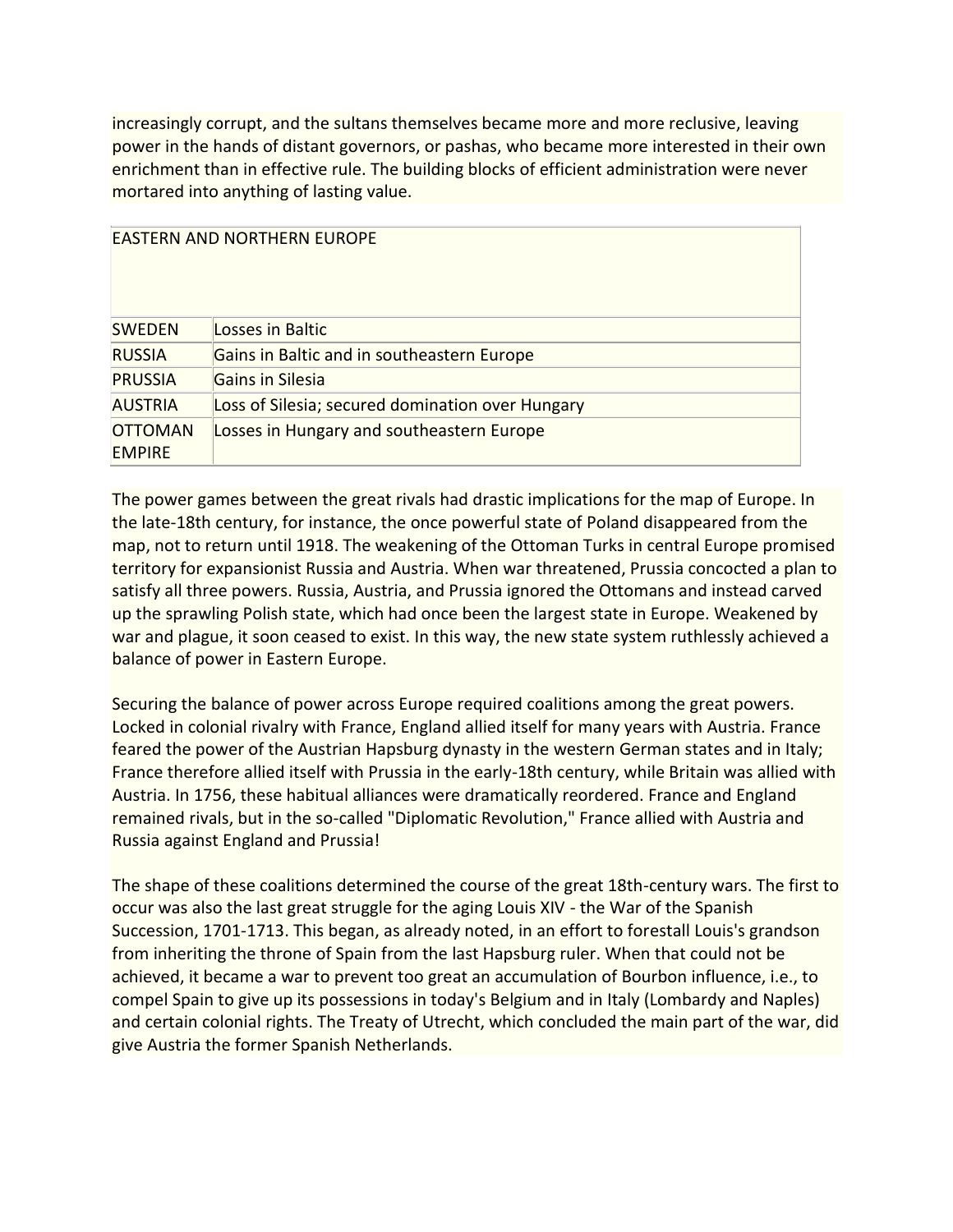increasingly corrupt, and the sultans themselves became more and more reclusive, leaving power in the hands of distant governors, or pashas, who became more interested in their own enrichment than in effective rule. The building blocks of efficient administration were never mortared into anything of lasting value.

| EASTERN AND NORTHERN EUROPE | |
|---|---|
| SWEDEN | Losses in Baltic |
| RUSSIA | Gains in Baltic and in southeastern Europe |
| PRUSSIA | Gains in Silesia |
| AUSTRIA | Loss of Silesia; secured domination over Hungary |
| OTTOMAN EMPIRE | Losses in Hungary and southeastern Europe |

The power games between the great rivals had drastic implications for the map of Europe. In the late-18th century, for instance, the once powerful state of Poland disappeared from the map, not to return until 1918. The weakening of the Ottoman Turks in central Europe promised territory for expansionist Russia and Austria. When war threatened, Prussia concocted a plan to satisfy all three powers. Russia, Austria, and Prussia ignored the Ottomans and instead carved up the sprawling Polish state, which had once been the largest state in Europe. Weakened by war and plague, it soon ceased to exist. In this way, the new state system ruthlessly achieved a balance of power in Eastern Europe.

Securing the balance of power across Europe required coalitions among the great powers. Locked in colonial rivalry with France, England allied itself for many years with Austria. France feared the power of the Austrian Hapsburg dynasty in the western German states and in Italy; France therefore allied itself with Prussia in the early-18th century, while Britain was allied with Austria. In 1756, these habitual alliances were dramatically reordered. France and England remained rivals, but in the so-called "Diplomatic Revolution," France allied with Austria and Russia against England and Prussia!

The shape of these coalitions determined the course of the great 18th-century wars. The first to occur was also the last great struggle for the aging Louis XIV - the War of the Spanish Succession, 1701-1713. This began, as already noted, in an effort to forestall Louis's grandson from inheriting the throne of Spain from the last Hapsburg ruler. When that could not be achieved, it became a war to prevent too great an accumulation of Bourbon influence, i.e., to compel Spain to give up its possessions in today's Belgium and in Italy (Lombardy and Naples) and certain colonial rights. The Treaty of Utrecht, which concluded the main part of the war, did give Austria the former Spanish Netherlands.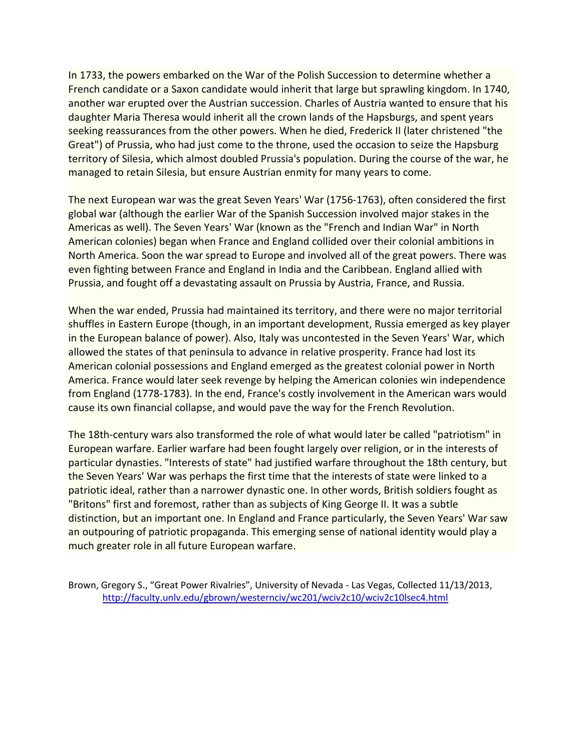In 1733, the powers embarked on the War of the Polish Succession to determine whether a French candidate or a Saxon candidate would inherit that large but sprawling kingdom. In 1740, another war erupted over the Austrian succession. Charles of Austria wanted to ensure that his daughter Maria Theresa would inherit all the crown lands of the Hapsburgs, and spent years seeking reassurances from the other powers. When he died, Frederick II (later christened "the Great") of Prussia, who had just come to the throne, used the occasion to seize the Hapsburg territory of Silesia, which almost doubled Prussia's population. During the course of the war, he managed to retain Silesia, but ensure Austrian enmity for many years to come.

The next European war was the great Seven Years' War (1756-1763), often considered the first global war (although the earlier War of the Spanish Succession involved major stakes in the Americas as well). The Seven Years' War (known as the "French and Indian War" in North American colonies) began when France and England collided over their colonial ambitions in North America. Soon the war spread to Europe and involved all of the great powers. There was even fighting between France and England in India and the Caribbean. England allied with Prussia, and fought off a devastating assault on Prussia by Austria, France, and Russia.

When the war ended, Prussia had maintained its territory, and there were no major territorial shuffles in Eastern Europe (though, in an important development, Russia emerged as key player in the European balance of power). Also, Italy was uncontested in the Seven Years' War, which allowed the states of that peninsula to advance in relative prosperity. France had lost its American colonial possessions and England emerged as the greatest colonial power in North America. France would later seek revenge by helping the American colonies win independence from England (1778-1783). In the end, France's costly involvement in the American wars would cause its own financial collapse, and would pave the way for the French Revolution.

The 18th-century wars also transformed the role of what would later be called "patriotism" in European warfare. Earlier warfare had been fought largely over religion, or in the interests of particular dynasties. "Interests of state" had justified warfare throughout the 18th century, but the Seven Years' War was perhaps the first time that the interests of state were linked to a patriotic ideal, rather than a narrower dynastic one. In other words, British soldiers fought as "Britons" first and foremost, rather than as subjects of King George II. It was a subtle distinction, but an important one. In England and France particularly, the Seven Years' War saw an outpouring of patriotic propaganda. This emerging sense of national identity would play a much greater role in all future European warfare.

Brown, Gregory S., "Great Power Rivalries", University of Nevada - Las Vegas, Collected 11/13/2013, http://faculty.unlv.edu/gbrown/westernciv/wc201/wciv2c10/wciv2c10lsec4.html